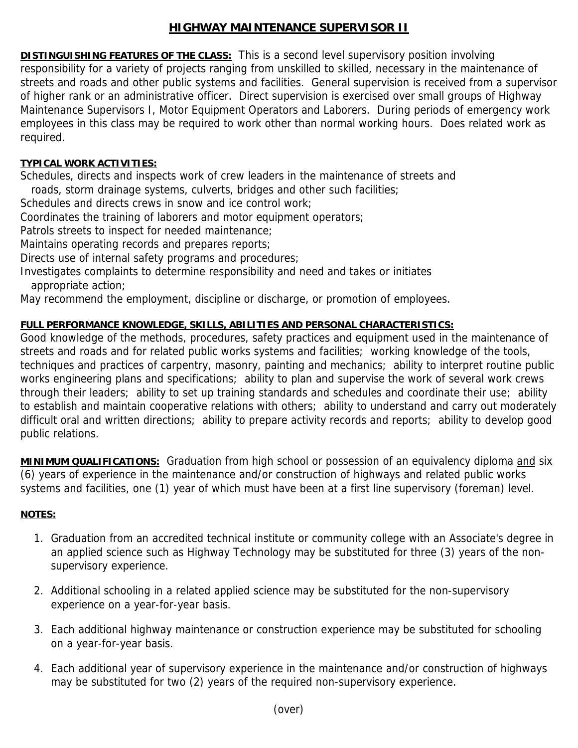# HIGHWAY MAINTENANCE SUPERVISOR II

**DISTINGUISHING FEATURES OF THE CLASS:** This is a second level supervisory position involving responsibility for a variety of projects ranging from unskilled to skilled, necessary in the maintenance of streets and roads and other public systems and facilities. General supervision is received from a supervisor of higher rank or an administrative officer. Direct supervision is exercised over small groups of Highway Maintenance Supervisors I, Motor Equipment Operators and Laborers. During periods of emergency work employees in this class may be required to work other than normal working hours. Does related work as required.

**TYPICAL WORK ACTIVITIES:**

Schedules, directs and inspects work of crew leaders in the maintenance of streets and roads, storm drainage systems, culverts, bridges and other such facilities;
Schedules and directs crews in snow and ice control work;
Coordinates the training of laborers and motor equipment operators;
Patrols streets to inspect for needed maintenance;
Maintains operating records and prepares reports;
Directs use of internal safety programs and procedures;
Investigates complaints to determine responsibility and need and takes or initiates appropriate action;
May recommend the employment, discipline or discharge, or promotion of employees.

**FULL PERFORMANCE KNOWLEDGE, SKILLS, ABILITIES AND PERSONAL CHARACTERISTICS:**
Good knowledge of the methods, procedures, safety practices and equipment used in the maintenance of streets and roads and for related public works systems and facilities; working knowledge of the tools, techniques and practices of carpentry, masonry, painting and mechanics; ability to interpret routine public works engineering plans and specifications; ability to plan and supervise the work of several work crews through their leaders; ability to set up training standards and schedules and coordinate their use; ability to establish and maintain cooperative relations with others; ability to understand and carry out moderately difficult oral and written directions; ability to prepare activity records and reports; ability to develop good public relations.

**MINIMUM QUALIFICATIONS:** Graduation from high school or possession of an equivalency diploma and six (6) years of experience in the maintenance and/or construction of highways and related public works systems and facilities, one (1) year of which must have been at a first line supervisory (foreman) level.

**NOTES:**

1. Graduation from an accredited technical institute or community college with an Associate's degree in an applied science such as Highway Technology may be substituted for three (3) years of the non-supervisory experience.
2. Additional schooling in a related applied science may be substituted for the non-supervisory experience on a year-for-year basis.
3. Each additional highway maintenance or construction experience may be substituted for schooling on a year-for-year basis.
4. Each additional year of supervisory experience in the maintenance and/or construction of highways may be substituted for two (2) years of the required non-supervisory experience.

(over)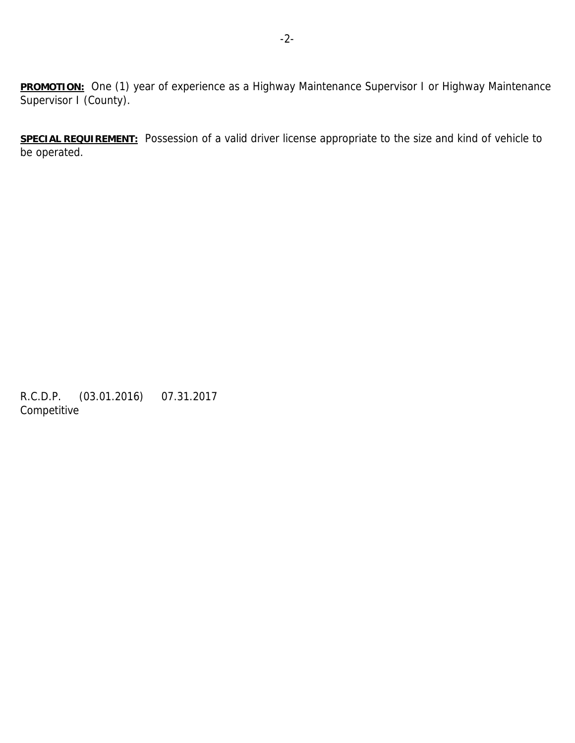**PROMOTION:** One (1) year of experience as a Highway Maintenance Supervisor I or Highway Maintenance Supervisor I (County).

**SPECIAL REQUIREMENT:** Possession of a valid driver license appropriate to the size and kind of vehicle to be operated.

R.C.D.P. (03.01.2016) 07.31.2017
Competitive